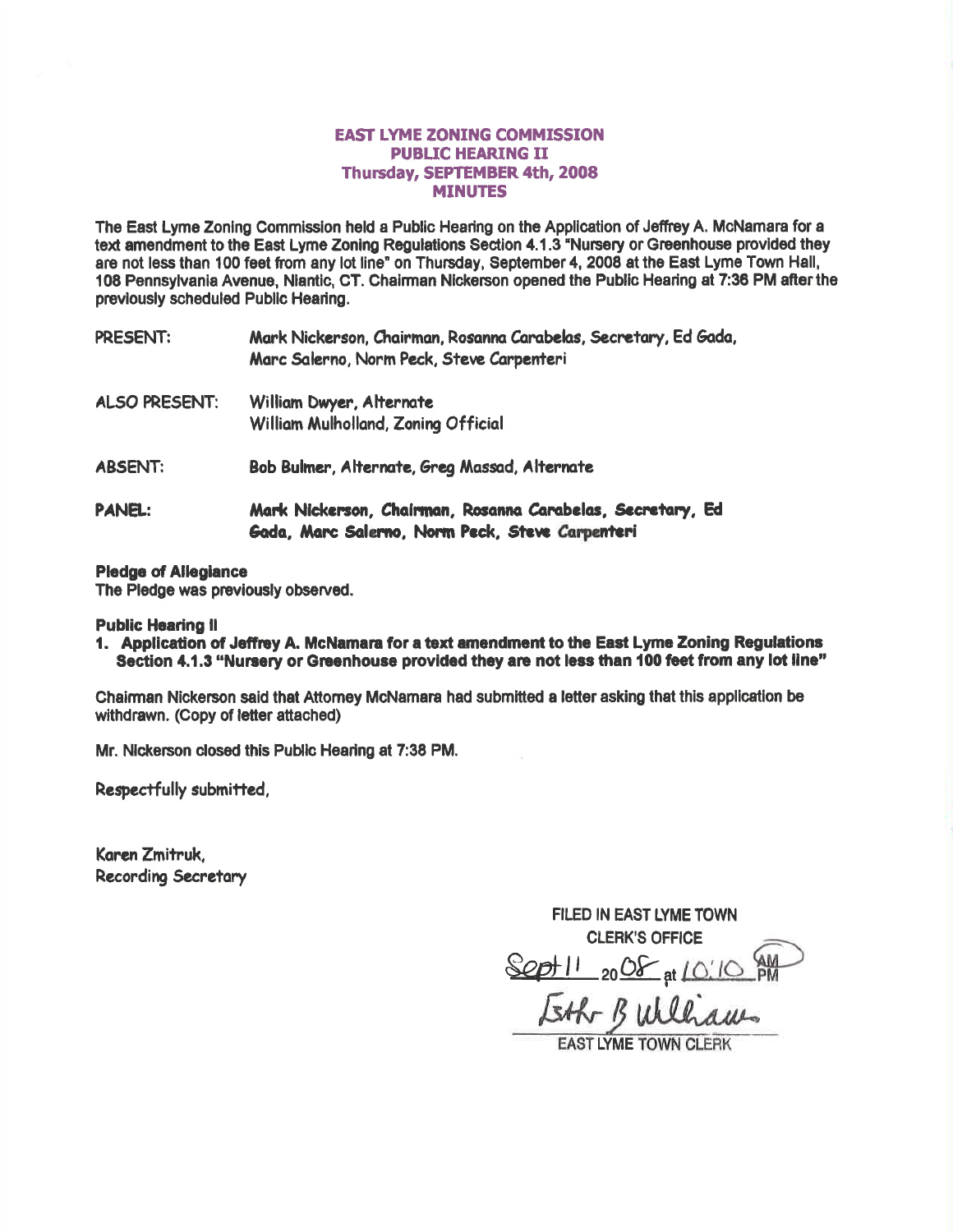# EAST LYME ZONING COMMISSION
## PUBLIC HEARING II
## Thursday, SEPTEMBER 4th, 2008
## MINUTES

The East Lyme Zoning Commission held a Public Hearing on the Application of Jeffrey A. McNamara for a text amendment to the East Lyme Zoning Regulations Section 4.1.3 "Nursery or Greenhouse provided they are not less than 100 feet from any lot line" on Thursday, September 4, 2008 at the East Lyme Town Hall, 108 Pennsylvania Avenue, Niantic, CT. Chairman Nickerson opened the Public Hearing at 7:36 PM after the previously scheduled Public Hearing.

PRESENT: Mark Nickerson, Chairman, Rosanna Carabelas, Secretary, Ed Gada, Marc Salerno, Norm Peck, Steve Carpenteri

ALSO PRESENT: William Dwyer, Alternate
William Mulholland, Zoning Official

ABSENT: Bob Bulmer, Alternate, Greg Massad, Alternate

PANEL: **Mark Nickerson, Chairman, Rosanna Carabelas, Secretary, Ed Gada, Marc Salerno, Norm Peck, Steve Carpenteri**

**Pledge of Allegiance**
The Pledge was previously observed.

**Public Hearing II**

1. **Application of Jeffrey A. McNamara for a text amendment to the East Lyme Zoning Regulations Section 4.1.3 "Nursery or Greenhouse provided they are not less than 100 feet from any lot line"**

Chairman Nickerson said that Attorney McNamara had submitted a letter asking that this application be withdrawn. (Copy of letter attached)

Mr. Nickerson closed this Public Hearing at 7:38 PM.

Respectfully submitted,

Karen Zmitruk,
Recording Secretary

FILED IN EAST LYME TOWN
CLERK'S OFFICE
Sept 11 2008 at 10:10 AM
Esther B Williams
EAST LYME TOWN CLERK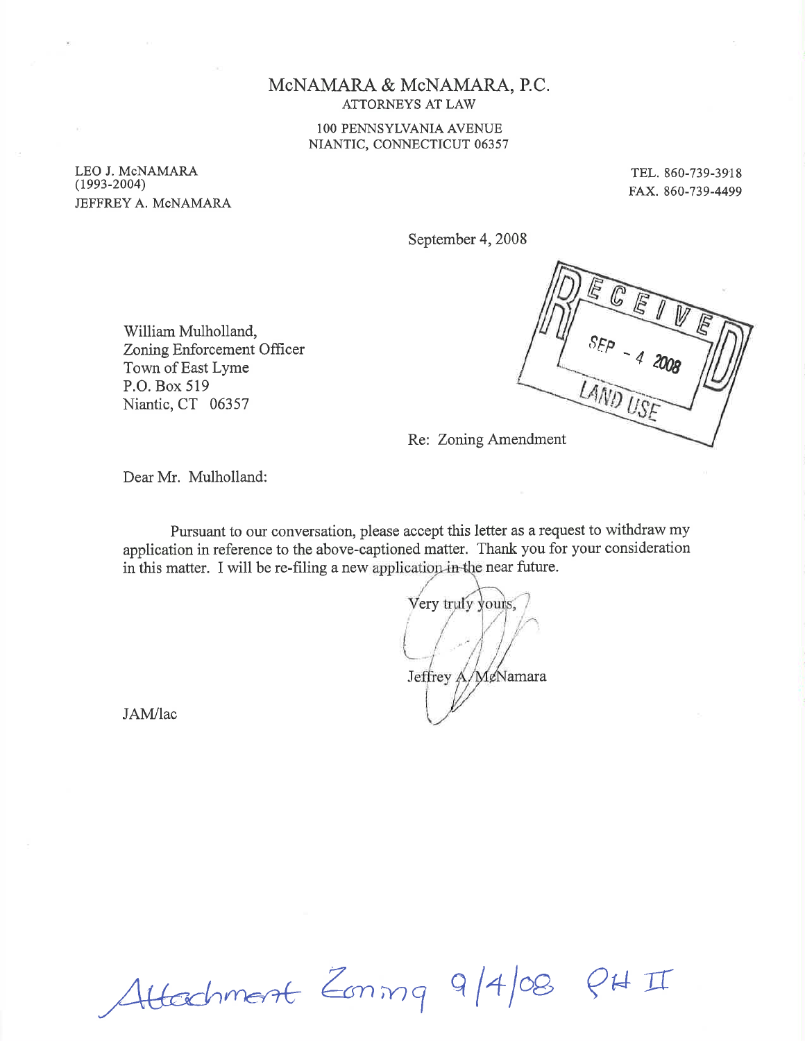# McNAMARA & McNAMARA, P.C.

ATTORNEYS AT LAW

100 PENNSYLVANIA AVENUE
NIANTIC, CONNECTICUT 06357

LEO J. McNAMARA
(1993-2004)
JEFFREY A. McNAMARA

TEL. 860-739-3918
FAX. 860-739-4499

September 4, 2008

RECEIVED
SEP - 4 2008
LAND USE

William Mulholland,
Zoning Enforcement Officer
Town of East Lyme
P.O. Box 519
Niantic, CT 06357

Re: Zoning Amendment

Dear Mr. Mulholland:

Pursuant to our conversation, please accept this letter as a request to withdraw my application in reference to the above-captioned matter. Thank you for your consideration in this matter. I will be re-filing a new application in the near future.

Very truly yours,

Jeffrey A. McNamara

JAM/lac

Attachment Zoning 9/4/08 PH II